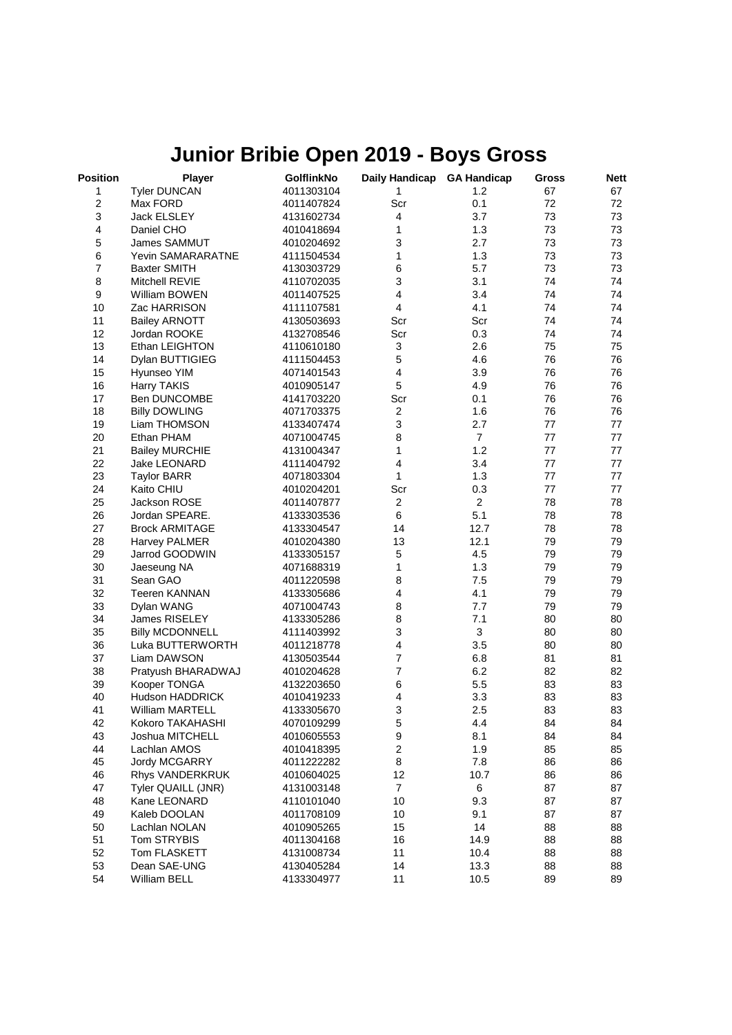# Junior Bribie Open 2019 - Boys Gross

| Position | Player | GolflinkNo | Daily Handicap | GA Handicap | Gross | Nett |
|---|---|---|---|---|---|---|
| 1 | Tyler DUNCAN | 4011303104 | 1 | 1.2 | 67 | 67 |
| 2 | Max FORD | 4011407824 | Scr | 0.1 | 72 | 72 |
| 3 | Jack ELSLEY | 4131602734 | 4 | 3.7 | 73 | 73 |
| 4 | Daniel CHO | 4010418694 | 1 | 1.3 | 73 | 73 |
| 5 | James SAMMUT | 4010204692 | 3 | 2.7 | 73 | 73 |
| 6 | Yevin SAMARARATNE | 4111504534 | 1 | 1.3 | 73 | 73 |
| 7 | Baxter SMITH | 4130303729 | 6 | 5.7 | 73 | 73 |
| 8 | Mitchell REVIE | 4110702035 | 3 | 3.1 | 74 | 74 |
| 9 | William BOWEN | 4011407525 | 4 | 3.4 | 74 | 74 |
| 10 | Zac HARRISON | 4111107581 | 4 | 4.1 | 74 | 74 |
| 11 | Bailey ARNOTT | 4130503693 | Scr | Scr | 74 | 74 |
| 12 | Jordan ROOKE | 4132708546 | Scr | 0.3 | 74 | 74 |
| 13 | Ethan LEIGHTON | 4110610180 | 3 | 2.6 | 75 | 75 |
| 14 | Dylan BUTTIGIEG | 4111504453 | 5 | 4.6 | 76 | 76 |
| 15 | Hyunseo YIM | 4071401543 | 4 | 3.9 | 76 | 76 |
| 16 | Harry TAKIS | 4010905147 | 5 | 4.9 | 76 | 76 |
| 17 | Ben DUNCOMBE | 4141703220 | Scr | 0.1 | 76 | 76 |
| 18 | Billy DOWLING | 4071703375 | 2 | 1.6 | 76 | 76 |
| 19 | Liam THOMSON | 4133407474 | 3 | 2.7 | 77 | 77 |
| 20 | Ethan PHAM | 4071004745 | 8 | 7 | 77 | 77 |
| 21 | Bailey MURCHIE | 4131004347 | 1 | 1.2 | 77 | 77 |
| 22 | Jake LEONARD | 4111404792 | 4 | 3.4 | 77 | 77 |
| 23 | Taylor BARR | 4071803304 | 1 | 1.3 | 77 | 77 |
| 24 | Kaito CHIU | 4010204201 | Scr | 0.3 | 77 | 77 |
| 25 | Jackson ROSE | 4011407877 | 2 | 2 | 78 | 78 |
| 26 | Jordan SPEARE. | 4133303536 | 6 | 5.1 | 78 | 78 |
| 27 | Brock ARMITAGE | 4133304547 | 14 | 12.7 | 78 | 78 |
| 28 | Harvey PALMER | 4010204380 | 13 | 12.1 | 79 | 79 |
| 29 | Jarrod GOODWIN | 4133305157 | 5 | 4.5 | 79 | 79 |
| 30 | Jaeseung NA | 4071688319 | 1 | 1.3 | 79 | 79 |
| 31 | Sean GAO | 4011220598 | 8 | 7.5 | 79 | 79 |
| 32 | Teeren KANNAN | 4133305686 | 4 | 4.1 | 79 | 79 |
| 33 | Dylan WANG | 4071004743 | 8 | 7.7 | 79 | 79 |
| 34 | James RISELEY | 4133305286 | 8 | 7.1 | 80 | 80 |
| 35 | Billy MCDONNELL | 4111403992 | 3 | 3 | 80 | 80 |
| 36 | Luka BUTTERWORTH | 4011218778 | 4 | 3.5 | 80 | 80 |
| 37 | Liam DAWSON | 4130503544 | 7 | 6.8 | 81 | 81 |
| 38 | Pratyush BHARADWAJ | 4010204628 | 7 | 6.2 | 82 | 82 |
| 39 | Kooper TONGA | 4132203650 | 6 | 5.5 | 83 | 83 |
| 40 | Hudson HADDRICK | 4010419233 | 4 | 3.3 | 83 | 83 |
| 41 | William MARTELL | 4133305670 | 3 | 2.5 | 83 | 83 |
| 42 | Kokoro TAKAHASHI | 4070109299 | 5 | 4.4 | 84 | 84 |
| 43 | Joshua MITCHELL | 4010605553 | 9 | 8.1 | 84 | 84 |
| 44 | Lachlan AMOS | 4010418395 | 2 | 1.9 | 85 | 85 |
| 45 | Jordy MCGARRY | 4011222282 | 8 | 7.8 | 86 | 86 |
| 46 | Rhys VANDERKRUK | 4010604025 | 12 | 10.7 | 86 | 86 |
| 47 | Tyler QUAILL (JNR) | 4131003148 | 7 | 6 | 87 | 87 |
| 48 | Kane LEONARD | 4110101040 | 10 | 9.3 | 87 | 87 |
| 49 | Kaleb DOOLAN | 4011708109 | 10 | 9.1 | 87 | 87 |
| 50 | Lachlan NOLAN | 4010905265 | 15 | 14 | 88 | 88 |
| 51 | Tom STRYBIS | 4011304168 | 16 | 14.9 | 88 | 88 |
| 52 | Tom FLASKETT | 4131008734 | 11 | 10.4 | 88 | 88 |
| 53 | Dean SAE-UNG | 4130405284 | 14 | 13.3 | 88 | 88 |
| 54 | William BELL | 4133304977 | 11 | 10.5 | 89 | 89 |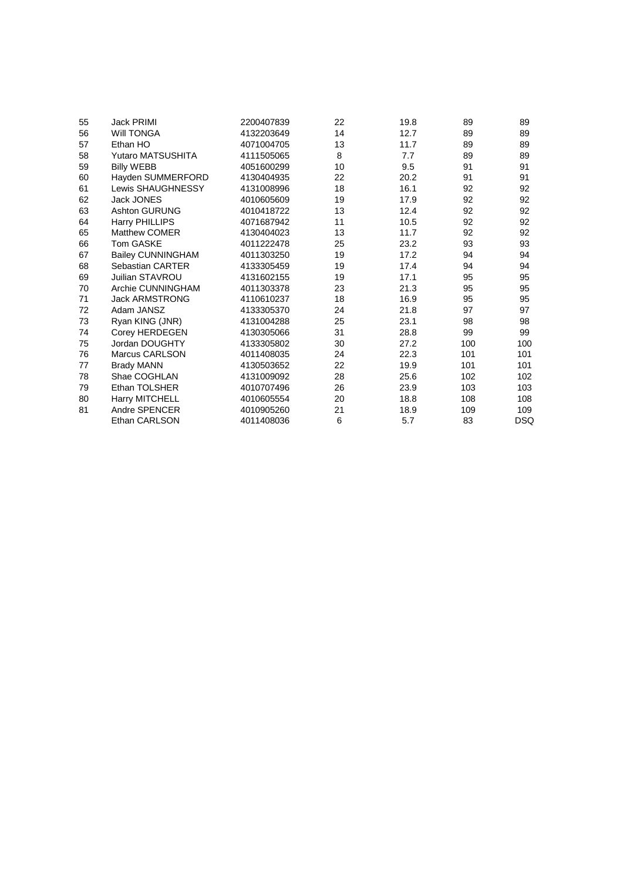| | | | | | | |
|---|---|---|---|---|---|---|
| 55 | Jack PRIMI | 2200407839 | 22 | 19.8 | 89 | 89 |
| 56 | Will TONGA | 4132203649 | 14 | 12.7 | 89 | 89 |
| 57 | Ethan HO | 4071004705 | 13 | 11.7 | 89 | 89 |
| 58 | Yutaro MATSUSHITA | 4111505065 | 8 | 7.7 | 89 | 89 |
| 59 | Billy WEBB | 4051600299 | 10 | 9.5 | 91 | 91 |
| 60 | Hayden SUMMERFORD | 4130404935 | 22 | 20.2 | 91 | 91 |
| 61 | Lewis SHAUGHNESSY | 4131008996 | 18 | 16.1 | 92 | 92 |
| 62 | Jack JONES | 4010605609 | 19 | 17.9 | 92 | 92 |
| 63 | Ashton GURUNG | 4010418722 | 13 | 12.4 | 92 | 92 |
| 64 | Harry PHILLIPS | 4071687942 | 11 | 10.5 | 92 | 92 |
| 65 | Matthew COMER | 4130404023 | 13 | 11.7 | 92 | 92 |
| 66 | Tom GASKE | 4011222478 | 25 | 23.2 | 93 | 93 |
| 67 | Bailey CUNNINGHAM | 4011303250 | 19 | 17.2 | 94 | 94 |
| 68 | Sebastian CARTER | 4133305459 | 19 | 17.4 | 94 | 94 |
| 69 | Juilian STAVROU | 4131602155 | 19 | 17.1 | 95 | 95 |
| 70 | Archie CUNNINGHAM | 4011303378 | 23 | 21.3 | 95 | 95 |
| 71 | Jack ARMSTRONG | 4110610237 | 18 | 16.9 | 95 | 95 |
| 72 | Adam JANSZ | 4133305370 | 24 | 21.8 | 97 | 97 |
| 73 | Ryan KING (JNR) | 4131004288 | 25 | 23.1 | 98 | 98 |
| 74 | Corey HERDEGEN | 4130305066 | 31 | 28.8 | 99 | 99 |
| 75 | Jordan DOUGHTY | 4133305802 | 30 | 27.2 | 100 | 100 |
| 76 | Marcus CARLSON | 4011408035 | 24 | 22.3 | 101 | 101 |
| 77 | Brady MANN | 4130503652 | 22 | 19.9 | 101 | 101 |
| 78 | Shae COGHLAN | 4131009092 | 28 | 25.6 | 102 | 102 |
| 79 | Ethan TOLSHER | 4010707496 | 26 | 23.9 | 103 | 103 |
| 80 | Harry MITCHELL | 4010605554 | 20 | 18.8 | 108 | 108 |
| 81 | Andre SPENCER | 4010905260 | 21 | 18.9 | 109 | 109 |
| | Ethan CARLSON | 4011408036 | 6 | 5.7 | 83 | DSQ |